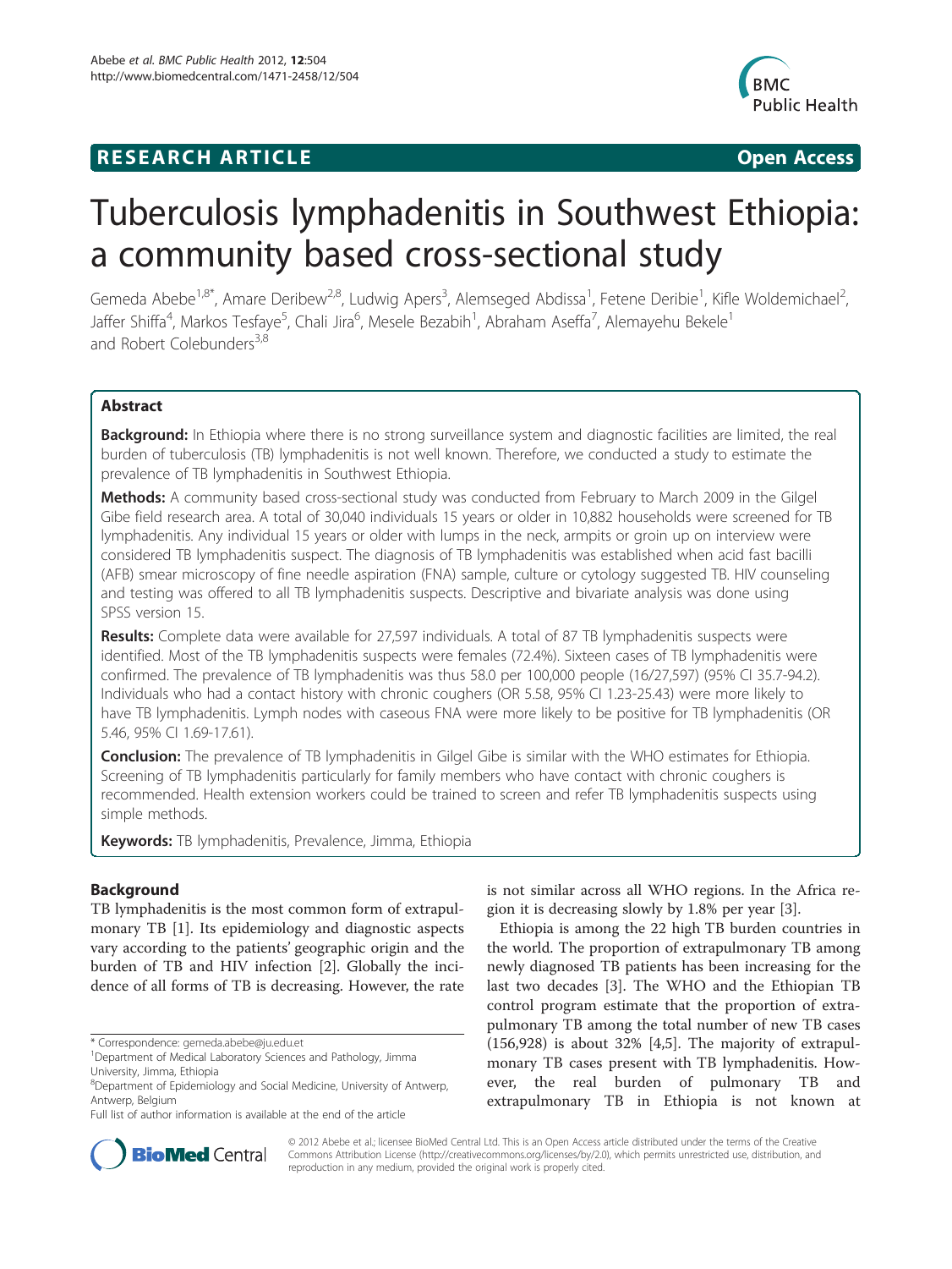**RESEARCH ARTICLE** **Open Access**

# Tuberculosis lymphadenitis in Southwest Ethiopia: a community based cross-sectional study

Gemeda Abebe[1,8*], Amare Deribew[2,8], Ludwig Apers[3], Alemseged Abdissa[1], Fetene Deribie[1], Kifle Woldemichael[2], Jaffer Shiffa[4], Markos Tesfaye[5], Chali Jira[6], Mesele Bezabih[1], Abraham Aseffa[7], Alemayehu Bekele[1] and Robert Colebunders[3,8]

## Abstract

**Background:** In Ethiopia where there is no strong surveillance system and diagnostic facilities are limited, the real burden of tuberculosis (TB) lymphadenitis is not well known. Therefore, we conducted a study to estimate the prevalence of TB lymphadenitis in Southwest Ethiopia.

**Methods:** A community based cross-sectional study was conducted from February to March 2009 in the Gilgel Gibe field research area. A total of 30,040 individuals 15 years or older in 10,882 households were screened for TB lymphadenitis. Any individual 15 years or older with lumps in the neck, armpits or groin up on interview were considered TB lymphadenitis suspect. The diagnosis of TB lymphadenitis was established when acid fast bacilli (AFB) smear microscopy of fine needle aspiration (FNA) sample, culture or cytology suggested TB. HIV counseling and testing was offered to all TB lymphadenitis suspects. Descriptive and bivariate analysis was done using SPSS version 15.

**Results:** Complete data were available for 27,597 individuals. A total of 87 TB lymphadenitis suspects were identified. Most of the TB lymphadenitis suspects were females (72.4%). Sixteen cases of TB lymphadenitis were confirmed. The prevalence of TB lymphadenitis was thus 58.0 per 100,000 people (16/27,597) (95% CI 35.7-94.2). Individuals who had a contact history with chronic coughers (OR 5.58, 95% CI 1.23-25.43) were more likely to have TB lymphadenitis. Lymph nodes with caseous FNA were more likely to be positive for TB lymphadenitis (OR 5.46, 95% CI 1.69-17.61).

**Conclusion:** The prevalence of TB lymphadenitis in Gilgel Gibe is similar with the WHO estimates for Ethiopia. Screening of TB lymphadenitis particularly for family members who have contact with chronic coughers is recommended. Health extension workers could be trained to screen and refer TB lymphadenitis suspects using simple methods.

**Keywords:** TB lymphadenitis, Prevalence, Jimma, Ethiopia

## Background

TB lymphadenitis is the most common form of extrapulmonary TB [1]. Its epidemiology and diagnostic aspects vary according to the patients' geographic origin and the burden of TB and HIV infection [2]. Globally the incidence of all forms of TB is decreasing. However, the rate is not similar across all WHO regions. In the Africa region it is decreasing slowly by 1.8% per year [3].

Ethiopia is among the 22 high TB burden countries in the world. The proportion of extrapulmonary TB among newly diagnosed TB patients has been increasing for the last two decades [3]. The WHO and the Ethiopian TB control program estimate that the proportion of extrapulmonary TB among the total number of new TB cases (156,928) is about 32% [4,5]. The majority of extrapulmonary TB cases present with TB lymphadenitis. However, the real burden of pulmonary TB and extrapulmonary TB in Ethiopia is not known at

\* Correspondence: gemeda.abebe@ju.edu.et
[1]Department of Medical Laboratory Sciences and Pathology, Jimma University, Jimma, Ethiopia
[8]Department of Epidemiology and Social Medicine, University of Antwerp, Antwerp, Belgium
Full list of author information is available at the end of the article

© 2012 Abebe et al.; licensee BioMed Central Ltd. This is an Open Access article distributed under the terms of the Creative Commons Attribution License (http://creativecommons.org/licenses/by/2.0), which permits unrestricted use, distribution, and reproduction in any medium, provided the original work is properly cited.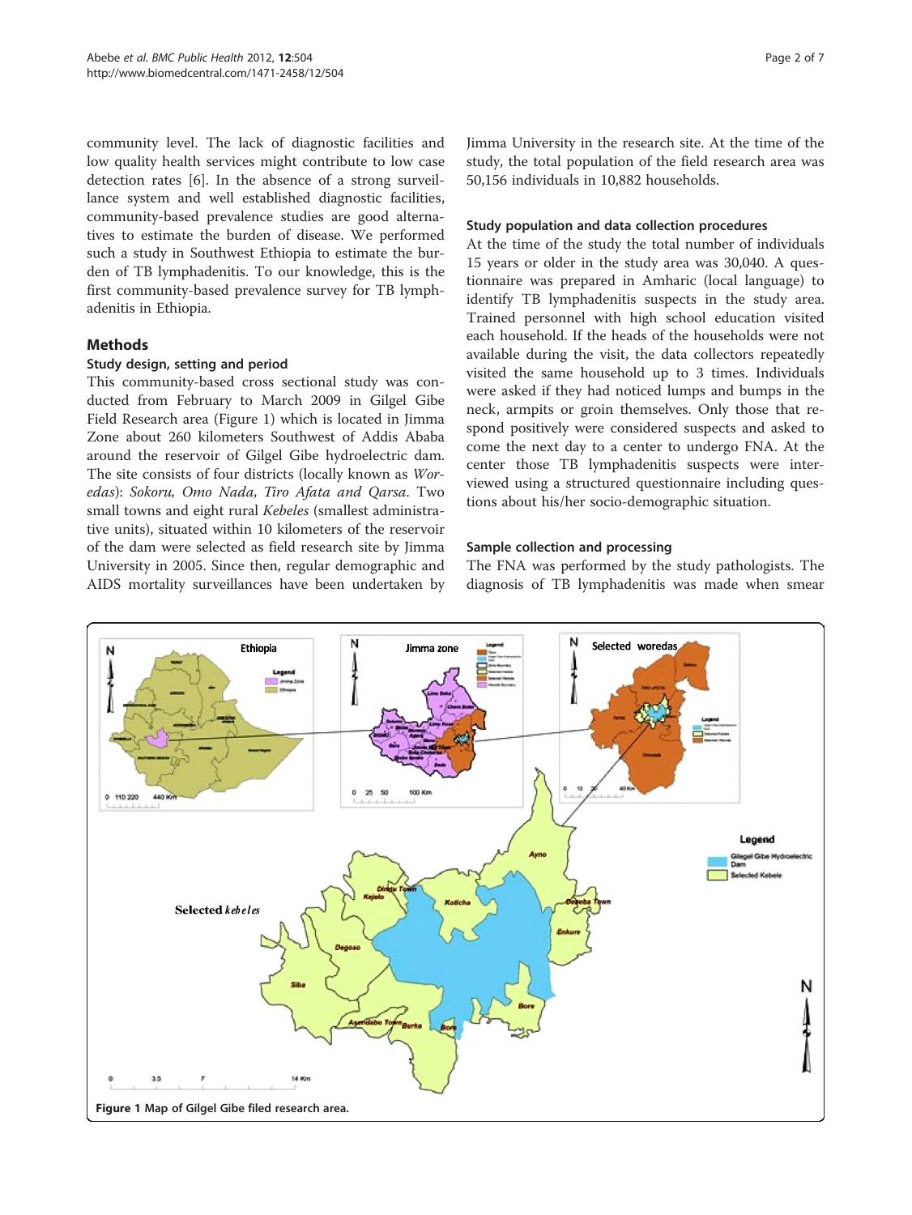community level. The lack of diagnostic facilities and low quality health services might contribute to low case detection rates [6]. In the absence of a strong surveillance system and well established diagnostic facilities, community-based prevalence studies are good alternatives to estimate the burden of disease. We performed such a study in Southwest Ethiopia to estimate the burden of TB lymphadenitis. To our knowledge, this is the first community-based prevalence survey for TB lymphadenitis in Ethiopia.

## Methods

### Study design, setting and period

This community-based cross sectional study was conducted from February to March 2009 in Gilgel Gibe Field Research area (Figure 1) which is located in Jimma Zone about 260 kilometers Southwest of Addis Ababa around the reservoir of Gilgel Gibe hydroelectric dam. The site consists of four districts (locally known as *Woredas*): *Sokoru, Omo Nada, Tiro Afata and Qarsa*. Two small towns and eight rural *Kebeles* (smallest administrative units), situated within 10 kilometers of the reservoir of the dam were selected as field research site by Jimma University in 2005. Since then, regular demographic and AIDS mortality surveillances have been undertaken by Jimma University in the research site. At the time of the study, the total population of the field research area was 50,156 individuals in 10,882 households.

### Study population and data collection procedures

At the time of the study the total number of individuals 15 years or older in the study area was 30,040. A questionnaire was prepared in Amharic (local language) to identify TB lymphadenitis suspects in the study area. Trained personnel with high school education visited each household. If the heads of the households were not available during the visit, the data collectors repeatedly visited the same household up to 3 times. Individuals were asked if they had noticed lumps and bumps in the neck, armpits or groin themselves. Only those that respond positively were considered suspects and asked to come the next day to a center to undergo FNA. At the center those TB lymphadenitis suspects were interviewed using a structured questionnaire including questions about his/her socio-demographic situation.

### Sample collection and processing

The FNA was performed by the study pathologists. The diagnosis of TB lymphadenitis was made when smear

**Figure 1** Map of Gilgel Gibe filed research area.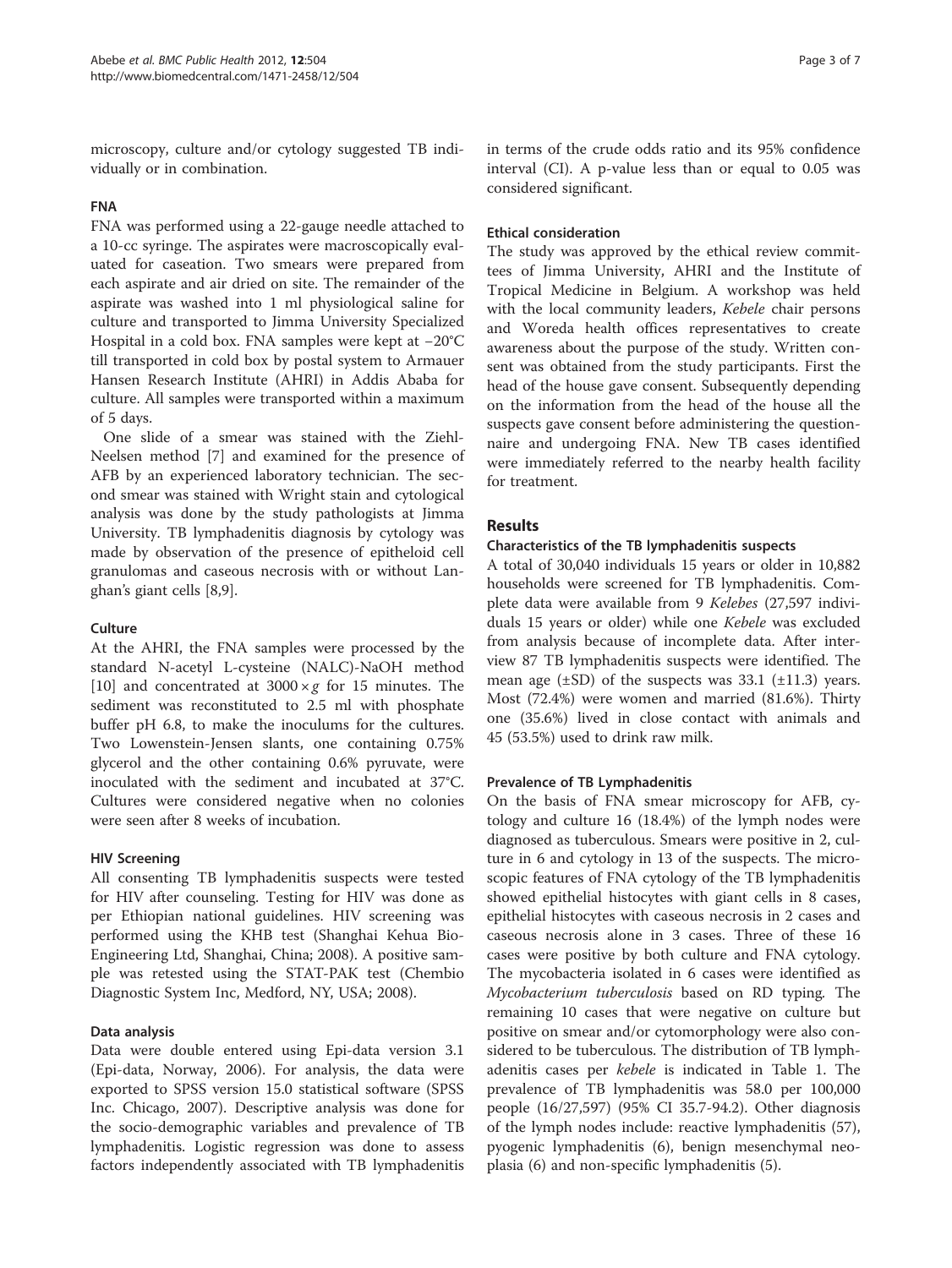microscopy, culture and/or cytology suggested TB individually or in combination.

### FNA

FNA was performed using a 22-gauge needle attached to a 10-cc syringe. The aspirates were macroscopically evaluated for caseation. Two smears were prepared from each aspirate and air dried on site. The remainder of the aspirate was washed into 1 ml physiological saline for culture and transported to Jimma University Specialized Hospital in a cold box. FNA samples were kept at −20°C till transported in cold box by postal system to Armauer Hansen Research Institute (AHRI) in Addis Ababa for culture. All samples were transported within a maximum of 5 days.

One slide of a smear was stained with the Ziehl-Neelsen method [7] and examined for the presence of AFB by an experienced laboratory technician. The second smear was stained with Wright stain and cytological analysis was done by the study pathologists at Jimma University. TB lymphadenitis diagnosis by cytology was made by observation of the presence of epitheloid cell granulomas and caseous necrosis with or without Langhan's giant cells [8,9].

### Culture

At the AHRI, the FNA samples were processed by the standard N-acetyl L-cysteine (NALC)-NaOH method [10] and concentrated at $3000 \times g$ for 15 minutes. The sediment was reconstituted to 2.5 ml with phosphate buffer pH 6.8, to make the inoculums for the cultures. Two Lowenstein-Jensen slants, one containing 0.75% glycerol and the other containing 0.6% pyruvate, were inoculated with the sediment and incubated at 37°C. Cultures were considered negative when no colonies were seen after 8 weeks of incubation.

### HIV Screening

All consenting TB lymphadenitis suspects were tested for HIV after counseling. Testing for HIV was done as per Ethiopian national guidelines. HIV screening was performed using the KHB test (Shanghai Kehua Bio-Engineering Ltd, Shanghai, China; 2008). A positive sample was retested using the STAT-PAK test (Chembio Diagnostic System Inc, Medford, NY, USA; 2008).

### Data analysis

Data were double entered using Epi-data version 3.1 (Epi-data, Norway, 2006). For analysis, the data were exported to SPSS version 15.0 statistical software (SPSS Inc. Chicago, 2007). Descriptive analysis was done for the socio-demographic variables and prevalence of TB lymphadenitis. Logistic regression was done to assess factors independently associated with TB lymphadenitis in terms of the crude odds ratio and its 95% confidence interval (CI). A p-value less than or equal to 0.05 was considered significant.

### Ethical consideration

The study was approved by the ethical review committees of Jimma University, AHRI and the Institute of Tropical Medicine in Belgium. A workshop was held with the local community leaders, *Kebele* chair persons and Woreda health offices representatives to create awareness about the purpose of the study. Written consent was obtained from the study participants. First the head of the house gave consent. Subsequently depending on the information from the head of the house all the suspects gave consent before administering the questionnaire and undergoing FNA. New TB cases identified were immediately referred to the nearby health facility for treatment.

## Results

### Characteristics of the TB lymphadenitis suspects

A total of 30,040 individuals 15 years or older in 10,882 households were screened for TB lymphadenitis. Complete data were available from 9 *Kelebes* (27,597 individuals 15 years or older) while one *Kebele* was excluded from analysis because of incomplete data. After interview 87 TB lymphadenitis suspects were identified. The mean age (±SD) of the suspects was 33.1 (±11.3) years. Most (72.4%) were women and married (81.6%). Thirty one (35.6%) lived in close contact with animals and 45 (53.5%) used to drink raw milk.

### Prevalence of TB Lymphadenitis

On the basis of FNA smear microscopy for AFB, cytology and culture 16 (18.4%) of the lymph nodes were diagnosed as tuberculous. Smears were positive in 2, culture in 6 and cytology in 13 of the suspects. The microscopic features of FNA cytology of the TB lymphadenitis showed epithelial histocytes with giant cells in 8 cases, epithelial histocytes with caseous necrosis in 2 cases and caseous necrosis alone in 3 cases. Three of these 16 cases were positive by both culture and FNA cytology. The mycobacteria isolated in 6 cases were identified as *Mycobacterium tuberculosis* based on RD typing. The remaining 10 cases that were negative on culture but positive on smear and/or cytomorphology were also considered to be tuberculous. The distribution of TB lymphadenitis cases per *kebele* is indicated in Table 1. The prevalence of TB lymphadenitis was 58.0 per 100,000 people (16/27,597) (95% CI 35.7-94.2). Other diagnosis of the lymph nodes include: reactive lymphadenitis (57), pyogenic lymphadenitis (6), benign mesenchymal neoplasia (6) and non-specific lymphadenitis (5).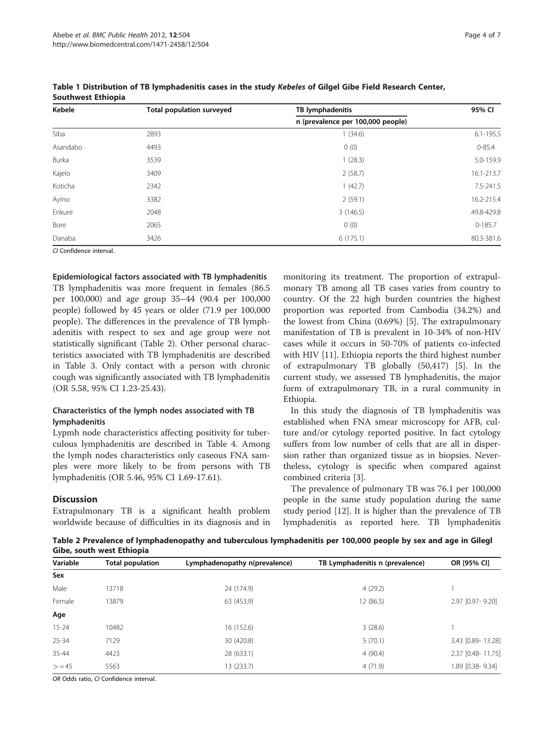**Table 1 Distribution of TB lymphadenitis cases in the study *Kebeles* of Gilgel Gibe Field Research Center, Southwest Ethiopia**

| Kebele | Total population surveyed | TB lymphadenitis | 95% CI |
|---|---|---|---|
| | | n (prevalence per 100,000 people) | |
| Siba | 2893 | 1 (34.6) | 6.1-195.5 |
| Asandabo | 4493 | 0 (0) | 0-85.4 |
| Burka | 3539 | 1 (28.3) | 5.0-159.9 |
| Kajelo | 3409 | 2 (58.7) | 16.1-213.7 |
| Koticha | 2342 | 1 (42.7) | 7.5-241.5 |
| Ayino | 3382 | 2 (59.1) | 16.2-215.4 |
| Enkure | 2048 | 3 (146.5) | 49.8-429.8 |
| Bore | 2065 | 0 (0) | 0-185.7 |
| Danaba | 3426 | 6 (175.1) | 80.3-381.6 |

*CI* Confidence interval.

**Epidemiological factors associated with TB lymphadenitis**

TB lymphadenitis was more frequent in females (86.5 per 100,000) and age group 35–44 (90.4 per 100,000 people) followed by 45 years or older (71.9 per 100,000 people). The differences in the prevalence of TB lymphadenitis with respect to sex and age group were not statistically significant (Table 2). Other personal characteristics associated with TB lymphadenitis are described in Table 3. Only contact with a person with chronic cough was significantly associated with TB lymphadenitis (OR 5.58, 95% CI 1.23-25.43).

### Characteristics of the lymph nodes associated with TB lymphadenitis

Lypmh node characteristics affecting positivity for tuberculous lymphadenitis are described in Table 4. Among the lymph nodes characteristics only caseous FNA samples were more likely to be from persons with TB lymphadenitis (OR 5.46, 95% CI 1.69-17.61).

## Discussion

Extrapulmonary TB is a significant health problem worldwide because of difficulties in its diagnosis and in monitoring its treatment. The proportion of extrapulmonary TB among all TB cases varies from country to country. Of the 22 high burden countries the highest proportion was reported from Cambodia (34.2%) and the lowest from China (0.69%) [5]. The extrapulmonary manifestation of TB is prevalent in 10-34% of non-HIV cases while it occurs in 50-70% of patients co-infected with HIV [11]. Ethiopia reports the third highest number of extrapulmonary TB globally (50,417) [5]. In the current study, we assessed TB lymphadenitis, the major form of extrapulmonary TB, in a rural community in Ethiopia.

In this study the diagnosis of TB lymphadenitis was established when FNA smear microscopy for AFB, culture and/or cytology reported positive. In fact cytology suffers from low number of cells that are all in dispersion rather than organized tissue as in biopsies. Nevertheless, cytology is specific when compared against combined criteria [3].

The prevalence of pulmonary TB was 76.1 per 100,000 people in the same study population during the same study period [12]. It is higher than the prevalence of TB lymphadenitis as reported here. TB lymphadenitis

**Table 2 Prevalence of lymphadenopathy and tuberculous lymphadenitis per 100,000 people by sex and age in Gilegl Gibe, south west Ethiopia**

| Variable | Total population | Lymphadenopathy n(prevalence) | TB Lymphadenitis n (prevalence) | OR [95% CI] |
|---|---|---|---|---|
| **Sex** | | | | |
| Male | 13718 | 24 (174.9) | 4 (29.2) | 1 |
| Female | 13879 | 63 (453.9) | 12 (86.5) | 2.97 [0.97- 9.20] |
| **Age** | | | | |
| 15-24 | 10482 | 16 (152.6) | 3 (28.6) | 1 |
| 25-34 | 7129 | 30 (420.8) | 5 (70.1) | 3.43 [0.89- 13.28] |
| 35-44 | 4423 | 28 (633.1) | 4 (90.4) | 2.37 [0.48- 11.75] |
| >=45 | 5563 | 13 (233.7) | 4 (71.9) | 1.89 [0.38- 9.34] |

*OR* Odds ratio, *CI* Confidence interval.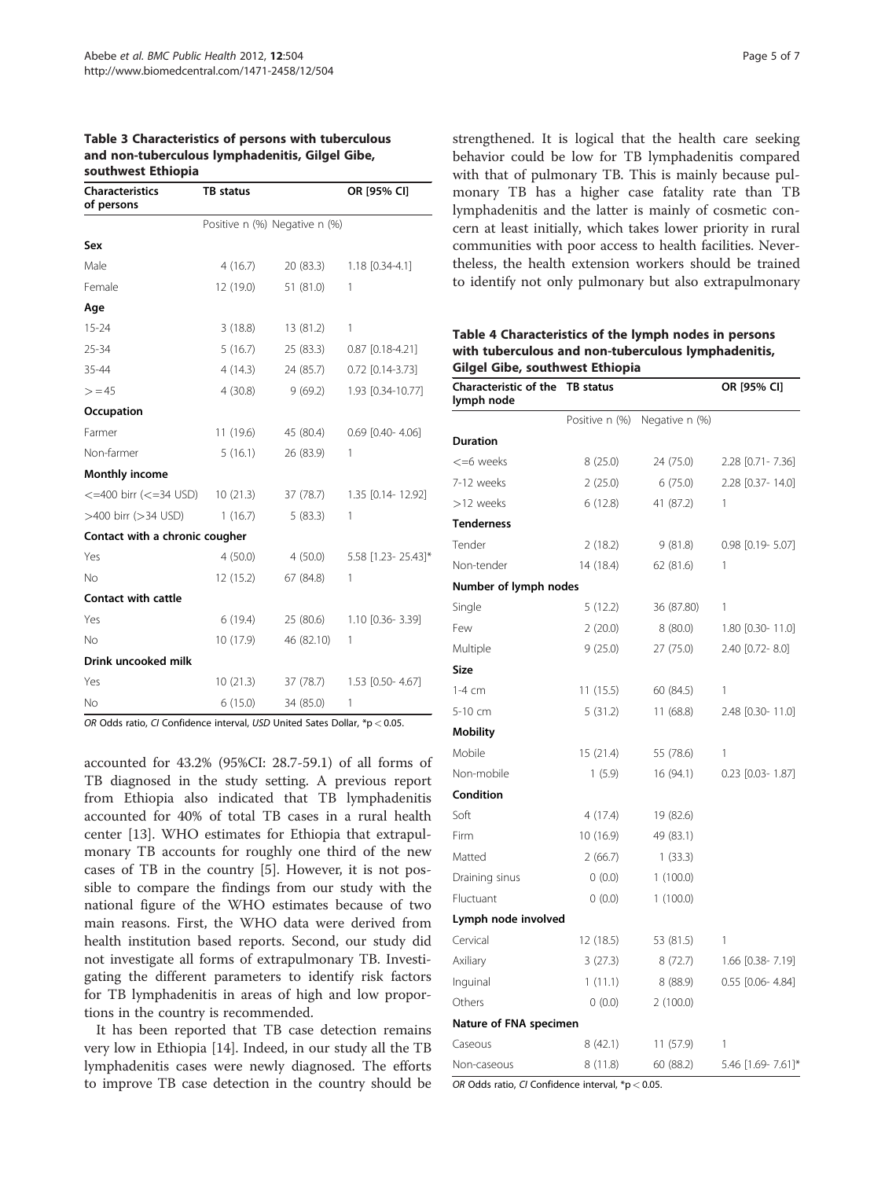**Table 3 Characteristics of persons with tuberculous and non-tuberculous lymphadenitis, Gilgel Gibe, southwest Ethiopia**

| Characteristics of persons | TB status | | OR [95% CI] |
|---|---|---|---|
| | Positive n (%) | Negative n (%) | |
| **Sex** | | | |
| Male | 4 (16.7) | 20 (83.3) | 1.18 [0.34-4.1] |
| Female | 12 (19.0) | 51 (81.0) | 1 |
| **Age** | | | |
| 15-24 | 3 (18.8) | 13 (81.2) | 1 |
| 25-34 | 5 (16.7) | 25 (83.3) | 0.87 [0.18-4.21] |
| 35-44 | 4 (14.3) | 24 (85.7) | 0.72 [0.14-3.73] |
| >=45 | 4 (30.8) | 9 (69.2) | 1.93 [0.34-10.77] |
| **Occupation** | | | |
| Farmer | 11 (19.6) | 45 (80.4) | 0.69 [0.40- 4.06] |
| Non-farmer | 5 (16.1) | 26 (83.9) | 1 |
| **Monthly income** | | | |
| <=400 birr (<=34 USD) | 10 (21.3) | 37 (78.7) | 1.35 [0.14- 12.92] |
| >400 birr (>34 USD) | 1 (16.7) | 5 (83.3) | 1 |
| **Contact with a chronic cougher** | | | |
| Yes | 4 (50.0) | 4 (50.0) | 5.58 [1.23- 25.43]* |
| No | 12 (15.2) | 67 (84.8) | 1 |
| **Contact with cattle** | | | |
| Yes | 6 (19.4) | 25 (80.6) | 1.10 [0.36- 3.39] |
| No | 10 (17.9) | 46 (82.10) | 1 |
| **Drink uncooked milk** | | | |
| Yes | 10 (21.3) | 37 (78.7) | 1.53 [0.50- 4.67] |
| No | 6 (15.0) | 34 (85.0) | 1 |

*OR* Odds ratio, *CI* Confidence interval, *USD* United Sates Dollar, *p < 0.05.

accounted for 43.2% (95%CI: 28.7-59.1) of all forms of TB diagnosed in the study setting. A previous report from Ethiopia also indicated that TB lymphadenitis accounted for 40% of total TB cases in a rural health center [13]. WHO estimates for Ethiopia that extrapulmonary TB accounts for roughly one third of the new cases of TB in the country [5]. However, it is not possible to compare the findings from our study with the national figure of the WHO estimates because of two main reasons. First, the WHO data were derived from health institution based reports. Second, our study did not investigate all forms of extrapulmonary TB. Investigating the different parameters to identify risk factors for TB lymphadenitis in areas of high and low proportions in the country is recommended.

It has been reported that TB case detection remains very low in Ethiopia [14]. Indeed, in our study all the TB lymphadenitis cases were newly diagnosed. The efforts to improve TB case detection in the country should be strengthened. It is logical that the health care seeking behavior could be low for TB lymphadenitis compared with that of pulmonary TB. This is mainly because pulmonary TB has a higher case fatality rate than TB lymphadenitis and the latter is mainly of cosmetic concern at least initially, which takes lower priority in rural communities with poor access to health facilities. Nevertheless, the health extension workers should be trained to identify not only pulmonary but also extrapulmonary

**Table 4 Characteristics of the lymph nodes in persons with tuberculous and non-tuberculous lymphadenitis, Gilgel Gibe, southwest Ethiopia**

| Characteristic of the lymph node | TB status | | OR [95% CI] |
|---|---|---|---|
| | Positive n (%) | Negative n (%) | |
| **Duration** | | | |
| <=6 weeks | 8 (25.0) | 24 (75.0) | 2.28 [0.71- 7.36] |
| 7-12 weeks | 2 (25.0) | 6 (75.0) | 2.28 [0.37- 14.0] |
| >12 weeks | 6 (12.8) | 41 (87.2) | 1 |
| **Tenderness** | | | |
| Tender | 2 (18.2) | 9 (81.8) | 0.98 [0.19- 5.07] |
| Non-tender | 14 (18.4) | 62 (81.6) | 1 |
| **Number of lymph nodes** | | | |
| Single | 5 (12.2) | 36 (87.80) | 1 |
| Few | 2 (20.0) | 8 (80.0) | 1.80 [0.30- 11.0] |
| Multiple | 9 (25.0) | 27 (75.0) | 2.40 [0.72- 8.0] |
| **Size** | | | |
| 1-4 cm | 11 (15.5) | 60 (84.5) | 1 |
| 5-10 cm | 5 (31.2) | 11 (68.8) | 2.48 [0.30- 11.0] |
| **Mobility** | | | |
| Mobile | 15 (21.4) | 55 (78.6) | 1 |
| Non-mobile | 1 (5.9) | 16 (94.1) | 0.23 [0.03- 1.87] |
| **Condition** | | | |
| Soft | 4 (17.4) | 19 (82.6) | |
| Firm | 10 (16.9) | 49 (83.1) | |
| Matted | 2 (66.7) | 1 (33.3) | |
| Draining sinus | 0 (0.0) | 1 (100.0) | |
| Fluctuant | 0 (0.0) | 1 (100.0) | |
| **Lymph node involved** | | | |
| Cervical | 12 (18.5) | 53 (81.5) | 1 |
| Axiliary | 3 (27.3) | 8 (72.7) | 1.66 [0.38- 7.19] |
| Inguinal | 1 (11.1) | 8 (88.9) | 0.55 [0.06- 4.84] |
| Others | 0 (0.0) | 2 (100.0) | |
| **Nature of FNA specimen** | | | |
| Caseous | 8 (42.1) | 11 (57.9) | 1 |
| Non-caseous | 8 (11.8) | 60 (88.2) | 5.46 [1.69- 7.61]* |

*OR* Odds ratio, *CI* Confidence interval, *p < 0.05.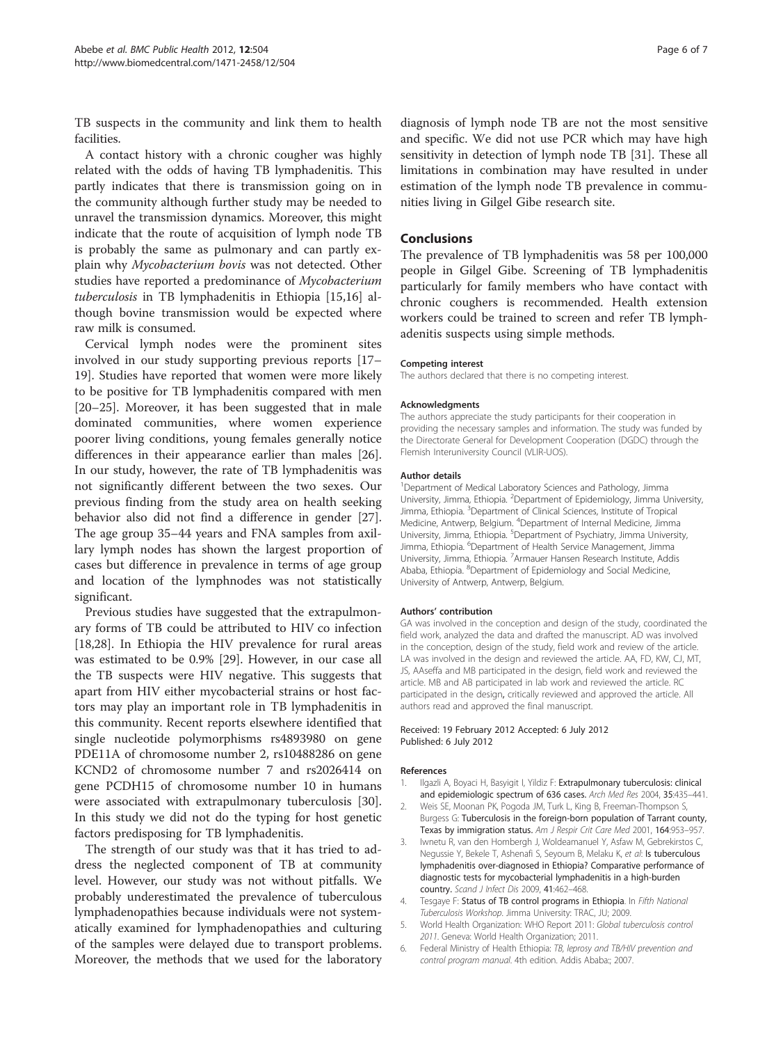TB suspects in the community and link them to health facilities.

A contact history with a chronic cougher was highly related with the odds of having TB lymphadenitis. This partly indicates that there is transmission going on in the community although further study may be needed to unravel the transmission dynamics. Moreover, this might indicate that the route of acquisition of lymph node TB is probably the same as pulmonary and can partly explain why *Mycobacterium bovis* was not detected. Other studies have reported a predominance of *Mycobacterium tuberculosis* in TB lymphadenitis in Ethiopia [15,16] although bovine transmission would be expected where raw milk is consumed.

Cervical lymph nodes were the prominent sites involved in our study supporting previous reports [17–19]. Studies have reported that women were more likely to be positive for TB lymphadenitis compared with men [20–25]. Moreover, it has been suggested that in male dominated communities, where women experience poorer living conditions, young females generally notice differences in their appearance earlier than males [26]. In our study, however, the rate of TB lymphadenitis was not significantly different between the two sexes. Our previous finding from the study area on health seeking behavior also did not find a difference in gender [27]. The age group 35–44 years and FNA samples from axillary lymph nodes has shown the largest proportion of cases but difference in prevalence in terms of age group and location of the lymphnodes was not statistically significant.

Previous studies have suggested that the extrapulmonary forms of TB could be attributed to HIV co infection [18,28]. In Ethiopia the HIV prevalence for rural areas was estimated to be 0.9% [29]. However, in our case all the TB suspects were HIV negative. This suggests that apart from HIV either mycobacterial strains or host factors may play an important role in TB lymphadenitis in this community. Recent reports elsewhere identified that single nucleotide polymorphisms rs4893980 on gene PDE11A of chromosome number 2, rs10488286 on gene KCND2 of chromosome number 7 and rs2026414 on gene PCDH15 of chromosome number 10 in humans were associated with extrapulmonary tuberculosis [30]. In this study we did not do the typing for host genetic factors predisposing for TB lymphadenitis.

The strength of our study was that it has tried to address the neglected component of TB at community level. However, our study was not without pitfalls. We probably underestimated the prevalence of tuberculous lymphadenopathies because individuals were not systematically examined for lymphadenopathies and culturing of the samples were delayed due to transport problems. Moreover, the methods that we used for the laboratory diagnosis of lymph node TB are not the most sensitive and specific. We did not use PCR which may have high sensitivity in detection of lymph node TB [31]. These all limitations in combination may have resulted in under estimation of the lymph node TB prevalence in communities living in Gilgel Gibe research site.

## Conclusions

The prevalence of TB lymphadenitis was 58 per 100,000 people in Gilgel Gibe. Screening of TB lymphadenitis particularly for family members who have contact with chronic coughers is recommended. Health extension workers could be trained to screen and refer TB lymphadenitis suspects using simple methods.

#### Competing interest

The authors declared that there is no competing interest.

#### Acknowledgments

The authors appreciate the study participants for their cooperation in providing the necessary samples and information. The study was funded by the Directorate General for Development Cooperation (DGDC) through the Flemish Interuniversity Council (VLIR-UOS).

#### Author details

[1]Department of Medical Laboratory Sciences and Pathology, Jimma University, Jimma, Ethiopia. [2]Department of Epidemiology, Jimma University, Jimma, Ethiopia. [3]Department of Clinical Sciences, Institute of Tropical Medicine, Antwerp, Belgium. [4]Department of Internal Medicine, Jimma University, Jimma, Ethiopia. [5]Department of Psychiatry, Jimma University, Jimma, Ethiopia. [6]Department of Health Service Management, Jimma University, Jimma, Ethiopia. [7]Armauer Hansen Research Institute, Addis Ababa, Ethiopia. [8]Department of Epidemiology and Social Medicine, University of Antwerp, Antwerp, Belgium.

#### Authors' contribution

GA was involved in the conception and design of the study, coordinated the field work, analyzed the data and drafted the manuscript. AD was involved in the conception, design of the study, field work and review of the article. LA was involved in the design and reviewed the article. AA, FD, KW, CJ, MT, JS, AAseffa and MB participated in the design, field work and reviewed the article. MB and AB participated in lab work and reviewed the article. RC participated in the design, critically reviewed and approved the article. All authors read and approved the final manuscript.

Received: 19 February 2012 Accepted: 6 July 2012
Published: 6 July 2012

#### References

1. Ilgazli A, Boyaci H, Basyigit I, Yildiz F: **Extrapulmonary tuberculosis: clinical and epidemiologic spectrum of 636 cases.** *Arch Med Res* 2004, **35**:435–441.
2. Weis SE, Moonan PK, Pogoda JM, Turk L, King B, Freeman-Thompson S, Burgess G: **Tuberculosis in the foreign-born population of Tarrant county, Texas by immigration status.** *Am J Respir Crit Care Med* 2001, **164**:953–957.
3. Iwnetu R, van den Hombergh J, Woldeamanuel Y, Asfaw M, Gebrekirstos C, Negussie Y, Bekele T, Ashenafi S, Seyoum B, Melaku K, *et al*: **Is tuberculous lymphadenitis over-diagnosed in Ethiopia? Comparative performance of diagnostic tests for mycobacterial lymphadenitis in a high-burden country.** *Scand J Infect Dis* 2009, **41**:462–468.
4. Tesgaye F: **Status of TB control programs in Ethiopia**. In *Fifth National Tuberculosis Workshop*. Jimma University: TRAC, JU; 2009.
5. World Health Organization: WHO Report 2011: *Global tuberculosis control 2011*. Geneva: World Health Organization; 2011.
6. Federal Ministry of Health Ethiopia: *TB, leprosy and TB/HIV prevention and control program manual*. 4th edition. Addis Ababa:; 2007.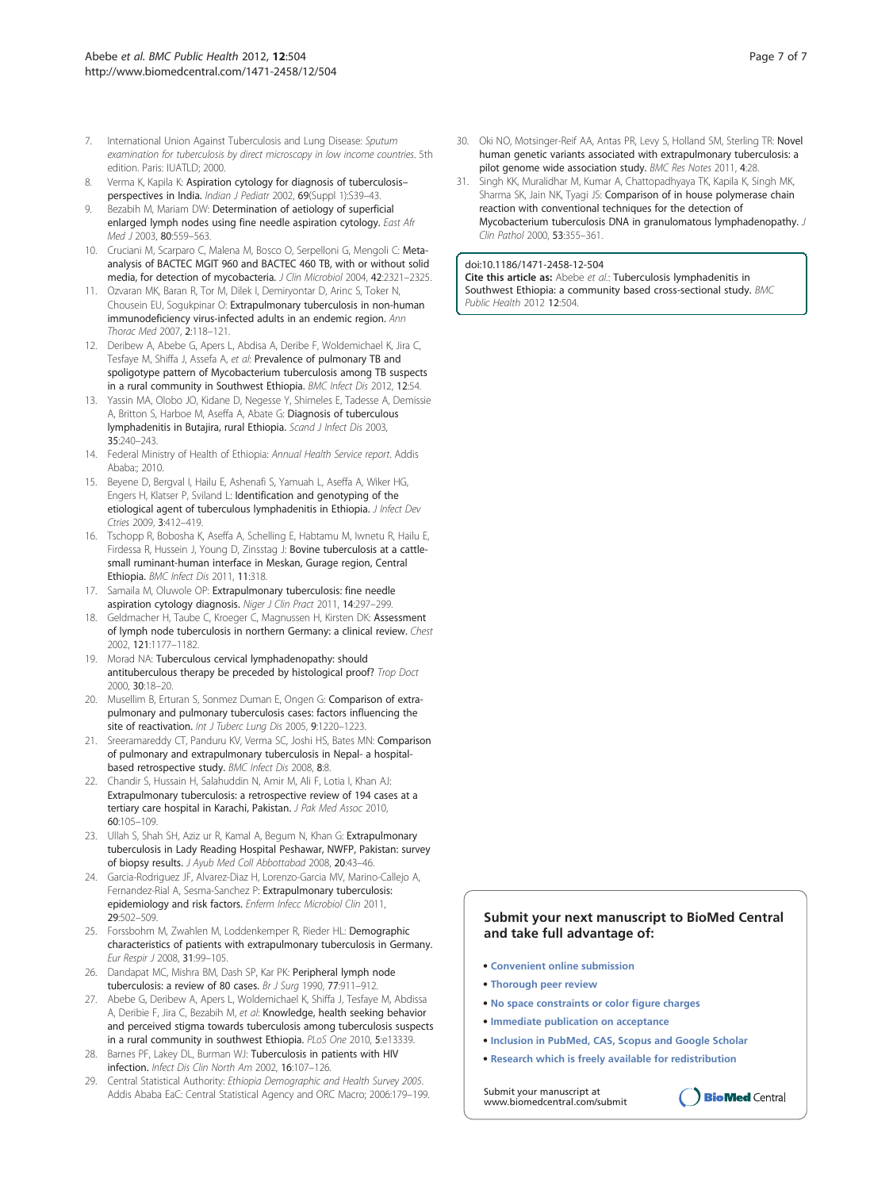7. International Union Against Tuberculosis and Lung Disease: *Sputum examination for tuberculosis by direct microscopy in low income countries*. 5th edition. Paris: IUATLD; 2000.
8. Verma K, Kapila K: **Aspiration cytology for diagnosis of tuberculosis–perspectives in India.** *Indian J Pediatr* 2002, **69**(Suppl 1):S39–43.
9. Bezabih M, Mariam DW: **Determination of aetiology of superficial enlarged lymph nodes using fine needle aspiration cytology.** *East Afr Med J* 2003, **80**:559–563.
10. Cruciani M, Scarparo C, Malena M, Bosco O, Serpelloni G, Mengoli C: **Meta-analysis of BACTEC MGIT 960 and BACTEC 460 TB, with or without solid media, for detection of mycobacteria.** *J Clin Microbiol* 2004, **42**:2321–2325.
11. Ozvaran MK, Baran R, Tor M, Dilek I, Demiryontar D, Arinc S, Toker N, Chousein EU, Sogukpinar O: **Extrapulmonary tuberculosis in non-human immunodeficiency virus-infected adults in an endemic region.** *Ann Thorac Med* 2007, **2**:118–121.
12. Deribew A, Abebe G, Apers L, Abdisa A, Deribe F, Woldemichael K, Jira C, Tesfaye M, Shiffa J, Assefa A, *et al*: **Prevalence of pulmonary TB and spoligotype pattern of Mycobacterium tuberculosis among TB suspects in a rural community in Southwest Ethiopia.** *BMC Infect Dis* 2012, **12**:54.
13. Yassin MA, Olobo JO, Kidane D, Negesse Y, Shimeles E, Tadesse A, Demissie A, Britton S, Harboe M, Aseffa A, Abate G: **Diagnosis of tuberculous lymphadenitis in Butajira, rural Ethiopia.** *Scand J Infect Dis* 2003, **35**:240–243.
14. Federal Ministry of Health of Ethiopia: *Annual Health Service report*. Addis Ababa:; 2010.
15. Beyene D, Bergval I, Hailu E, Ashenafi S, Yamuah L, Aseffa A, Wiker HG, Engers H, Klatser P, Sviland L: **Identification and genotyping of the etiological agent of tuberculous lymphadenitis in Ethiopia.** *J Infect Dev Ctries* 2009, **3**:412–419.
16. Tschopp R, Bobosha K, Aseffa A, Schelling E, Habtamu M, Iwnetu R, Hailu E, Firdessa R, Hussein J, Young D, Zinsstag J: **Bovine tuberculosis at a cattle-small ruminant-human interface in Meskan, Gurage region, Central Ethiopia.** *BMC Infect Dis* 2011, **11**:318.
17. Samaila M, Oluwole OP: **Extrapulmonary tuberculosis: fine needle aspiration cytology diagnosis.** *Niger J Clin Pract* 2011, **14**:297–299.
18. Geldmacher H, Taube C, Kroeger C, Magnussen H, Kirsten DK: **Assessment of lymph node tuberculosis in northern Germany: a clinical review.** *Chest* 2002, **121**:1177–1182.
19. Morad NA: **Tuberculous cervical lymphadenopathy: should antituberculous therapy be preceded by histological proof?** *Trop Doct* 2000, **30**:18–20.
20. Musellim B, Erturan S, Sonmez Duman E, Ongen G: **Comparison of extra-pulmonary and pulmonary tuberculosis cases: factors influencing the site of reactivation.** *Int J Tuberc Lung Dis* 2005, **9**:1220–1223.
21. Sreeramareddy CT, Panduru KV, Verma SC, Joshi HS, Bates MN: **Comparison of pulmonary and extrapulmonary tuberculosis in Nepal- a hospital-based retrospective study.** *BMC Infect Dis* 2008, **8**:8.
22. Chandir S, Hussain H, Salahuddin N, Amir M, Ali F, Lotia I, Khan AJ: **Extrapulmonary tuberculosis: a retrospective review of 194 cases at a tertiary care hospital in Karachi, Pakistan.** *J Pak Med Assoc* 2010, **60**:105–109.
23. Ullah S, Shah SH, Aziz ur R, Kamal A, Begum N, Khan G: **Extrapulmonary tuberculosis in Lady Reading Hospital Peshawar, NWFP, Pakistan: survey of biopsy results.** *J Ayub Med Coll Abbottabad* 2008, **20**:43–46.
24. Garcia-Rodriguez JF, Alvarez-Diaz H, Lorenzo-Garcia MV, Marino-Callejo A, Fernandez-Rial A, Sesma-Sanchez P: **Extrapulmonary tuberculosis: epidemiology and risk factors.** *Enferm Infecc Microbiol Clin* 2011, **29**:502–509.
25. Forssbohm M, Zwahlen M, Loddenkemper R, Rieder HL: **Demographic characteristics of patients with extrapulmonary tuberculosis in Germany.** *Eur Respir J* 2008, **31**:99–105.
26. Dandapat MC, Mishra BM, Dash SP, Kar PK: **Peripheral lymph node tuberculosis: a review of 80 cases.** *Br J Surg* 1990, **77**:911–912.
27. Abebe G, Deribew A, Apers L, Woldemichael K, Shiffa J, Tesfaye M, Abdissa A, Deribie F, Jira C, Bezabih M, *et al*: **Knowledge, health seeking behavior and perceived stigma towards tuberculosis among tuberculosis suspects in a rural community in southwest Ethiopia.** *PLoS One* 2010, **5**:e13339.
28. Barnes PF, Lakey DL, Burman WJ: **Tuberculosis in patients with HIV infection.** *Infect Dis Clin North Am* 2002, **16**:107–126.
29. Central Statistical Authority: *Ethiopia Demographic and Health Survey 2005*. Addis Ababa EaC: Central Statistical Agency and ORC Macro; 2006:179–199.
30. Oki NO, Motsinger-Reif AA, Antas PR, Levy S, Holland SM, Sterling TR: **Novel human genetic variants associated with extrapulmonary tuberculosis: a pilot genome wide association study.** *BMC Res Notes* 2011, **4**:28.
31. Singh KK, Muralidhar M, Kumar A, Chattopadhyaya TK, Kapila K, Singh MK, Sharma SK, Jain NK, Tyagi JS: **Comparison of in house polymerase chain reaction with conventional techniques for the detection of Mycobacterium tuberculosis DNA in granulomatous lymphadenopathy.** *J Clin Pathol* 2000, **53**:355–361.

doi:10.1186/1471-2458-12-504

**Cite this article as:** Abebe *et al.*: Tuberculosis lymphadenitis in Southwest Ethiopia: a community based cross-sectional study. *BMC Public Health* 2012 **12**:504.

**Submit your next manuscript to BioMed Central and take full advantage of:**

- **Convenient online submission**
- **Thorough peer review**
- **No space constraints or color figure charges**
- **Immediate publication on acceptance**
- **Inclusion in PubMed, CAS, Scopus and Google Scholar**
- **Research which is freely available for redistribution**

Submit your manuscript at www.biomedcentral.com/submit

BioMed Central